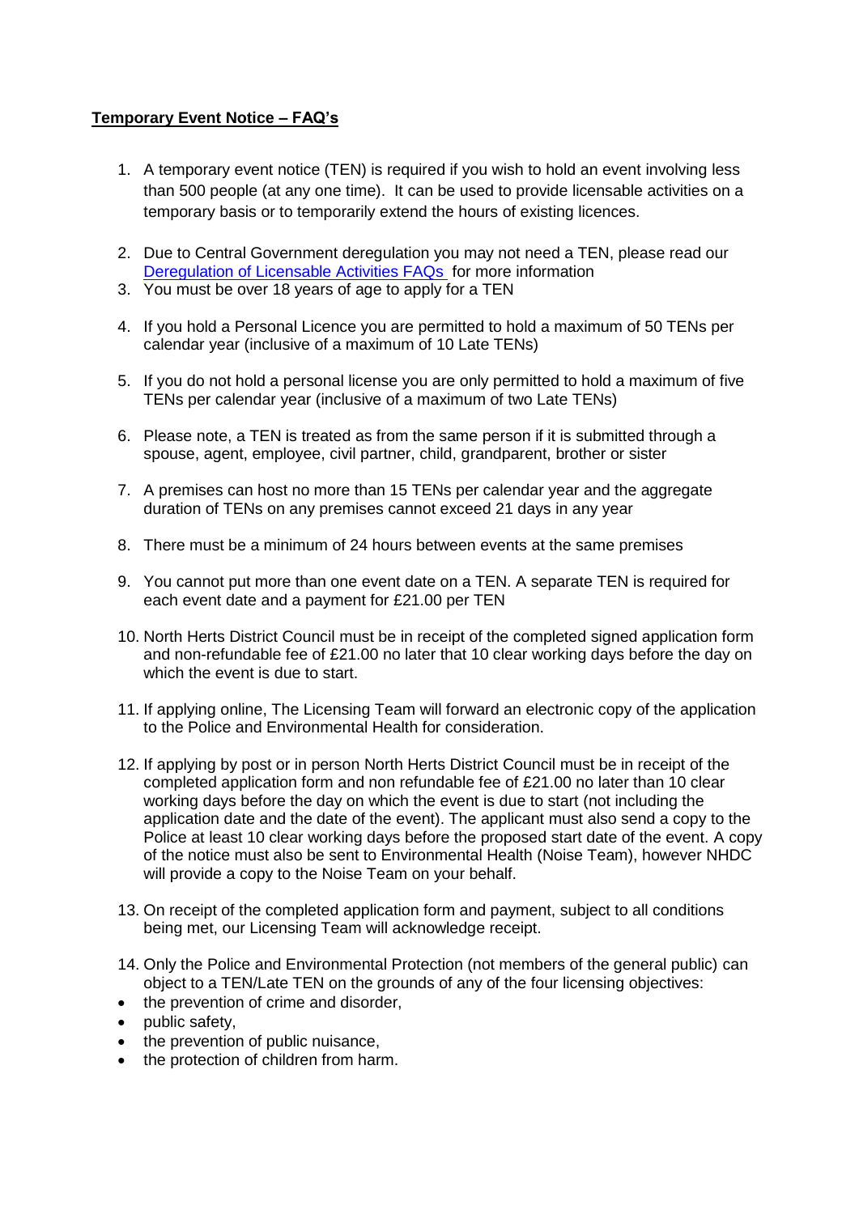**Temporary Event Notice – FAQ's**

1. A temporary event notice (TEN) is required if you wish to hold an event involving less than 500 people (at any one time). It can be used to provide licensable activities on a temporary basis or to temporarily extend the hours of existing licences.
2. Due to Central Government deregulation you may not need a TEN, please read our [Deregulation of Licensable Activities FAQs](#) for more information
3. You must be over 18 years of age to apply for a TEN
4. If you hold a Personal Licence you are permitted to hold a maximum of 50 TENs per calendar year (inclusive of a maximum of 10 Late TENs)
5. If you do not hold a personal license you are only permitted to hold a maximum of five TENs per calendar year (inclusive of a maximum of two Late TENs)
6. Please note, a TEN is treated as from the same person if it is submitted through a spouse, agent, employee, civil partner, child, grandparent, brother or sister
7. A premises can host no more than 15 TENs per calendar year and the aggregate duration of TENs on any premises cannot exceed 21 days in any year
8. There must be a minimum of 24 hours between events at the same premises
9. You cannot put more than one event date on a TEN. A separate TEN is required for each event date and a payment for £21.00 per TEN
10. North Herts District Council must be in receipt of the completed signed application form and non-refundable fee of £21.00 no later that 10 clear working days before the day on which the event is due to start.
11. If applying online, The Licensing Team will forward an electronic copy of the application to the Police and Environmental Health for consideration.
12. If applying by post or in person North Herts District Council must be in receipt of the completed application form and non refundable fee of £21.00 no later than 10 clear working days before the day on which the event is due to start (not including the application date and the date of the event). The applicant must also send a copy to the Police at least 10 clear working days before the proposed start date of the event. A copy of the notice must also be sent to Environmental Health (Noise Team), however NHDC will provide a copy to the Noise Team on your behalf.
13. On receipt of the completed application form and payment, subject to all conditions being met, our Licensing Team will acknowledge receipt.
14. Only the Police and Environmental Protection (not members of the general public) can object to a TEN/Late TEN on the grounds of any of the four licensing objectives:

- the prevention of crime and disorder,
- public safety,
- the prevention of public nuisance,
- the protection of children from harm.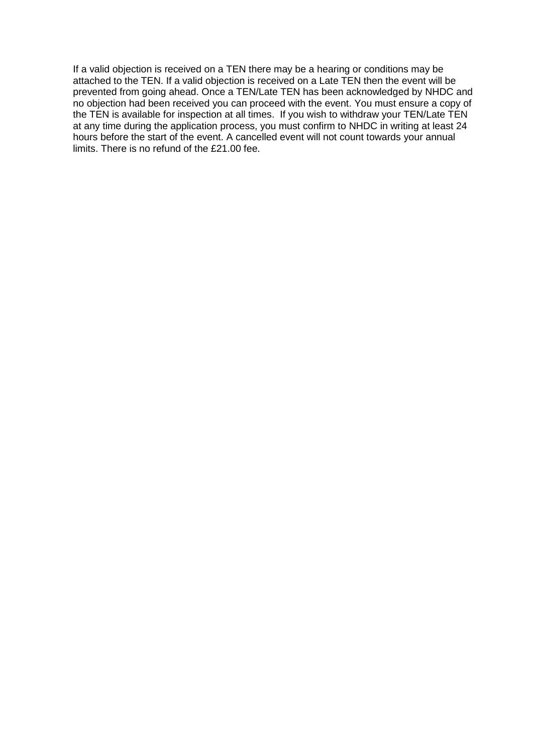If a valid objection is received on a TEN there may be a hearing or conditions may be attached to the TEN. If a valid objection is received on a Late TEN then the event will be prevented from going ahead. Once a TEN/Late TEN has been acknowledged by NHDC and no objection had been received you can proceed with the event. You must ensure a copy of the TEN is available for inspection at all times. If you wish to withdraw your TEN/Late TEN at any time during the application process, you must confirm to NHDC in writing at least 24 hours before the start of the event. A cancelled event will not count towards your annual limits. There is no refund of the £21.00 fee.